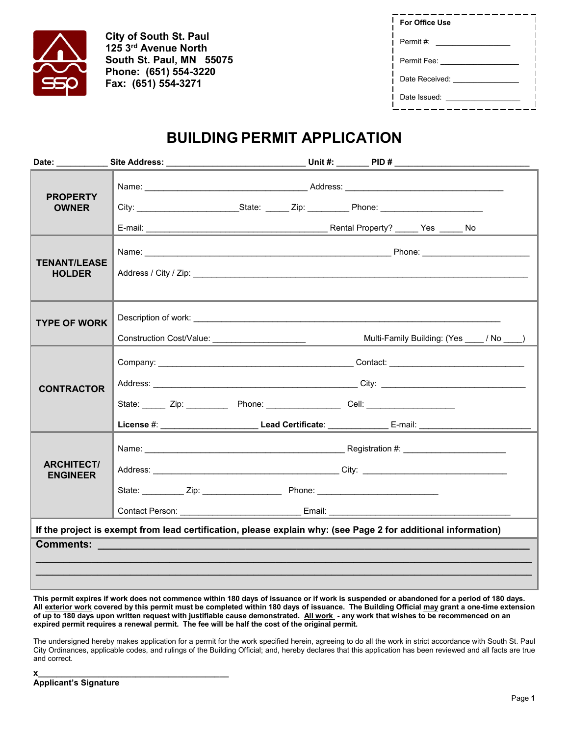City of South St. Paul
125 3rd Avenue North
South St. Paul, MN 55075
Phone: (651) 554-3220
Fax: (651) 554-3271

| For Office Use |
|---|
| Permit #: ________________ |
| Permit Fee: ________________ |
| Date Received: ________________ |
| Date Issued: ________________ |

# BUILDING PERMIT APPLICATION

**Date:** ___________ **Site Address:** ______________________________ **Unit #:** _______ **PID #** ____________________________

| | |
|---|---|
| **PROPERTY OWNER** | Name: ______________________________ Address: ______________________________<br>City: ____________________ State: _____ Zip: _________ Phone: ____________________<br>E-mail: ______________________________ Rental Property? _____ Yes _____ No |
| **TENANT/LEASE HOLDER** | Name: ______________________________ Phone: ____________________<br>Address / City / Zip: ____________________________________________ |
| **TYPE OF WORK** | Description of work: ____________________________________________<br>Construction Cost/Value: ___________________ Multi-Family Building: (Yes ____ / No ____) |
| **CONTRACTOR** | Company: ______________________________ Contact: ____________________<br>Address: ______________________________ City: ____________________<br>State: _____ Zip: _________ Phone: ________________ Cell: ___________________<br>**License** #: ____________________ **Lead Certificate**: _____________ E-mail: ____________________ |
| **ARCHITECT/ ENGINEER** | Name: ______________________________ Registration #: ____________________<br>Address: ______________________________ City: ____________________<br>State: _________ Zip: ________________ Phone: ________________________<br>Contact Person: ________________________ Email: ______________________________ |

**If the project is exempt from lead certification, please explain why: (see Page 2 for additional information)**

**Comments:** ________________________________________________________________________

________________________________________________________________________________

________________________________________________________________________________

**This permit expires if work does not commence within 180 days of issuance or if work is suspended or abandoned for a period of 180 days. All exterior work covered by this permit must be completed within 180 days of issuance. The Building Official may grant a one-time extension of up to 180 days upon written request with justifiable cause demonstrated. All work - any work that wishes to be recommenced on an expired permit requires a renewal permit. The fee will be half the cost of the original permit.**

The undersigned hereby makes application for a permit for the work specified herein, agreeing to do all the work in strict accordance with South St. Paul City Ordinances, applicable codes, and rulings of the Building Official; and, hereby declares that this application has been reviewed and all facts are true and correct.

**x**________________________________________
**Applicant's Signature**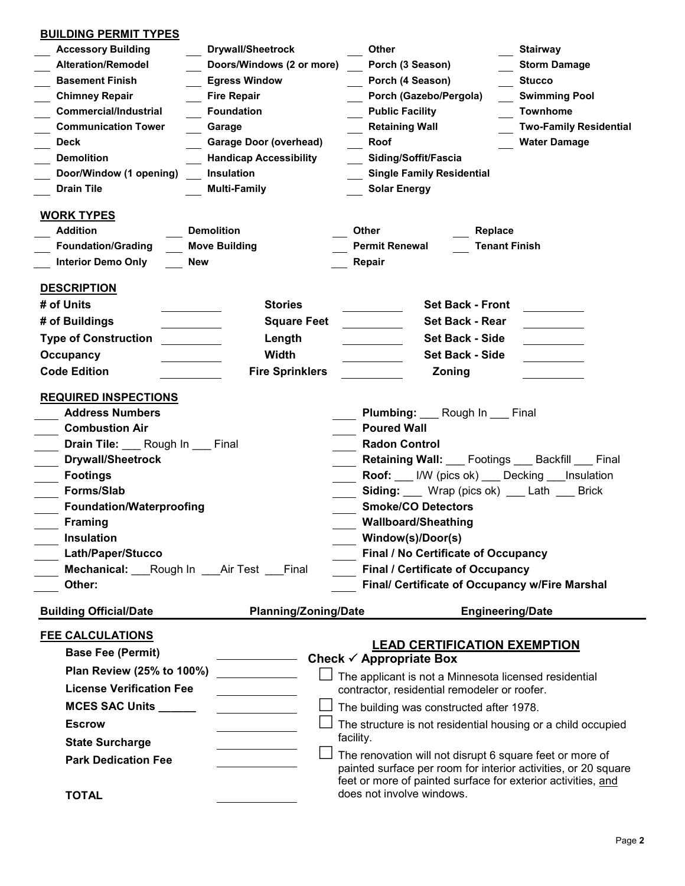## BUILDING PERMIT TYPES

| | | | |
|---|---|---|---|
| ___ **Accessory Building** | ___ **Drywall/Sheetrock** | ___ **Other** | ___ **Stairway** |
| ___ **Alteration/Remodel** | ___ **Doors/Windows (2 or more)** | ___ **Porch (3 Season)** | ___ **Storm Damage** |
| ___ **Basement Finish** | ___ **Egress Window** | ___ **Porch (4 Season)** | ___ **Stucco** |
| ___ **Chimney Repair** | ___ **Fire Repair** | ___ **Porch (Gazebo/Pergola)** | ___ **Swimming Pool** |
| ___ **Commercial/Industrial** | ___ **Foundation** | ___ **Public Facility** | ___ **Townhome** |
| ___ **Communication Tower** | ___ **Garage** | ___ **Retaining Wall** | ___ **Two-Family Residential** |
| ___ **Deck** | ___ **Garage Door (overhead)** | ___ **Roof** | ___ **Water Damage** |
| ___ **Demolition** | ___ **Handicap Accessibility** | ___ **Siding/Soffit/Fascia** | |
| ___ **Door/Window (1 opening)** | ___ **Insulation** | ___ **Single Family Residential** | |
| ___ **Drain Tile** | ___ **Multi-Family** | ___ **Solar Energy** | |

## WORK TYPES

| | | | |
|---|---|---|---|
| ___ **Addition** | ___ **Demolition** | ___ **Other** | ___ **Replace** |
| ___ **Foundation/Grading** | ___ **Move Building** | ___ **Permit Renewal** | ___ **Tenant Finish** |
| ___ **Interior Demo Only** | ___ **New** | ___ **Repair** | |

## DESCRIPTION

| | | | | | |
|---|---|---|---|---|---|
| **# of Units** | ________ | **Stories** | ________ | **Set Back - Front** | ________ |
| **# of Buildings** | ________ | **Square Feet** | ________ | **Set Back - Rear** | ________ |
| **Type of Construction** | ________ | **Length** | ________ | **Set Back - Side** | ________ |
| **Occupancy** | ________ | **Width** | ________ | **Set Back - Side** | ________ |
| **Code Edition** | ________ | **Fire Sprinklers** | ________ | **Zoning** | ________ |

## REQUIRED INSPECTIONS

| | |
|---|---|
| ___ **Address Numbers** | ___ **Plumbing:** ___ Rough In ___ Final |
| ___ **Combustion Air** | ___ **Poured Wall** |
| ___ **Drain Tile:** ___ Rough In ___ Final | ___ **Radon Control** |
| ___ **Drywall/Sheetrock** | ___ **Retaining Wall:** ___ Footings ___ Backfill ___ Final |
| ___ **Footings** | ___ **Roof:** ___ I/W (pics ok) ___ Decking ___ Insulation |
| ___ **Forms/Slab** | ___ **Siding:** ___ Wrap (pics ok) ___ Lath ___ Brick |
| ___ **Foundation/Waterproofing** | ___ **Smoke/CO Detectors** |
| ___ **Framing** | ___ **Wallboard/Sheathing** |
| ___ **Insulation** | ___ **Window(s)/Door(s)** |
| ___ **Lath/Paper/Stucco** | ___ **Final / No Certificate of Occupancy** |
| ___ **Mechanical:** ___ Rough In ___ Air Test ___ Final | ___ **Final / Certificate of Occupancy** |
| ___ **Other:** | ___ **Final/ Certificate of Occupancy w/Fire Marshal** |

**Building Official/Date** **Planning/Zoning/Date** **Engineering/Date**

## FEE CALCULATIONS

| | |
|---|---|
| **Base Fee (Permit)** | ________ |
| **Plan Review (25% to 100%)** | ________ |
| **License Verification Fee** | ________ |
| **MCES SAC Units ______** | ________ |
| **Escrow** | ________ |
| **State Surcharge** | ________ |
| **Park Dedication Fee** | ________ |
| **TOTAL** | ________ |

## LEAD CERTIFICATION EXEMPTION

**Check ✓ Appropriate Box**

- ☐ The applicant is not a Minnesota licensed residential contractor, residential remodeler or roofer.
- ☐ The building was constructed after 1978.
- ☐ The structure is not residential housing or a child occupied facility.
- ☐ The renovation will not disrupt 6 square feet or more of painted surface per room for interior activities, or 20 square feet or more of painted surface for exterior activities, and does not involve windows.